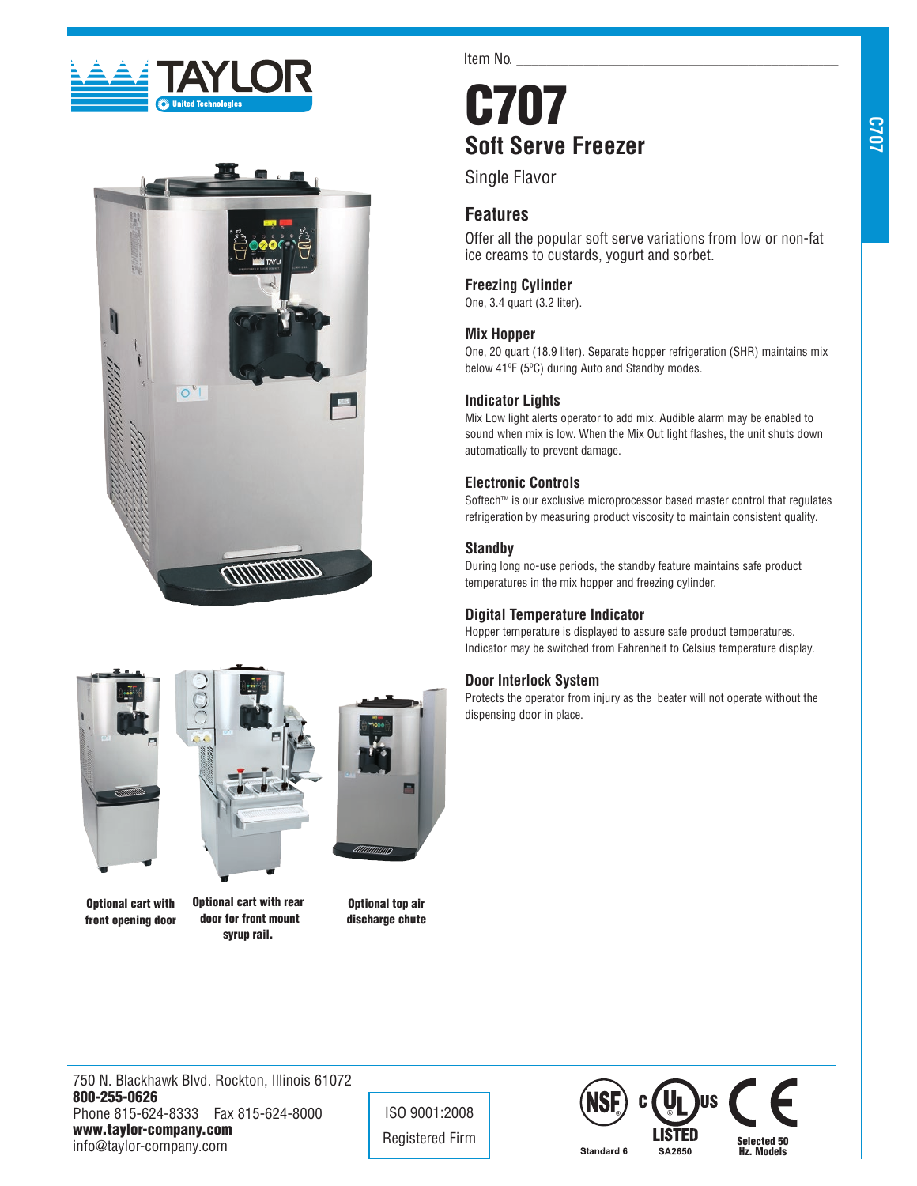TAYLOR

United Technologies

Item No. ___________________________

# C707

## Soft Serve Freezer

Single Flavor

## Features

Offer all the popular soft serve variations from low or non-fat ice creams to custards, yogurt and sorbet.

### Freezing Cylinder

One, 3.4 quart (3.2 liter).

### Mix Hopper

One, 20 quart (18.9 liter). Separate hopper refrigeration (SHR) maintains mix below 41ºF (5ºC) during Auto and Standby modes.

### Indicator Lights

Mix Low light alerts operator to add mix. Audible alarm may be enabled to sound when mix is low. When the Mix Out light flashes, the unit shuts down automatically to prevent damage.

### Electronic Controls

Softech™ is our exclusive microprocessor based master control that regulates refrigeration by measuring product viscosity to maintain consistent quality.

### Standby

During long no-use periods, the standby feature maintains safe product temperatures in the mix hopper and freezing cylinder.

### Digital Temperature Indicator

Hopper temperature is displayed to assure safe product temperatures. Indicator may be switched from Fahrenheit to Celsius temperature display.

### Door Interlock System

Protects the operator from injury as the beater will not operate without the dispensing door in place.

**Optional cart with front opening door**

**Optional cart with rear door for front mount syrup rail.**

**Optional top air discharge chute**

750 N. Blackhawk Blvd. Rockton, Illinois 61072
**800-255-0626**
Phone 815-624-8333 Fax 815-624-8000
**www.taylor-company.com**
info@taylor-company.com

ISO 9001:2008
Registered Firm

NSF Standard 6 | c UL us LISTED SA2650 | CE Selected 50 Hz. Models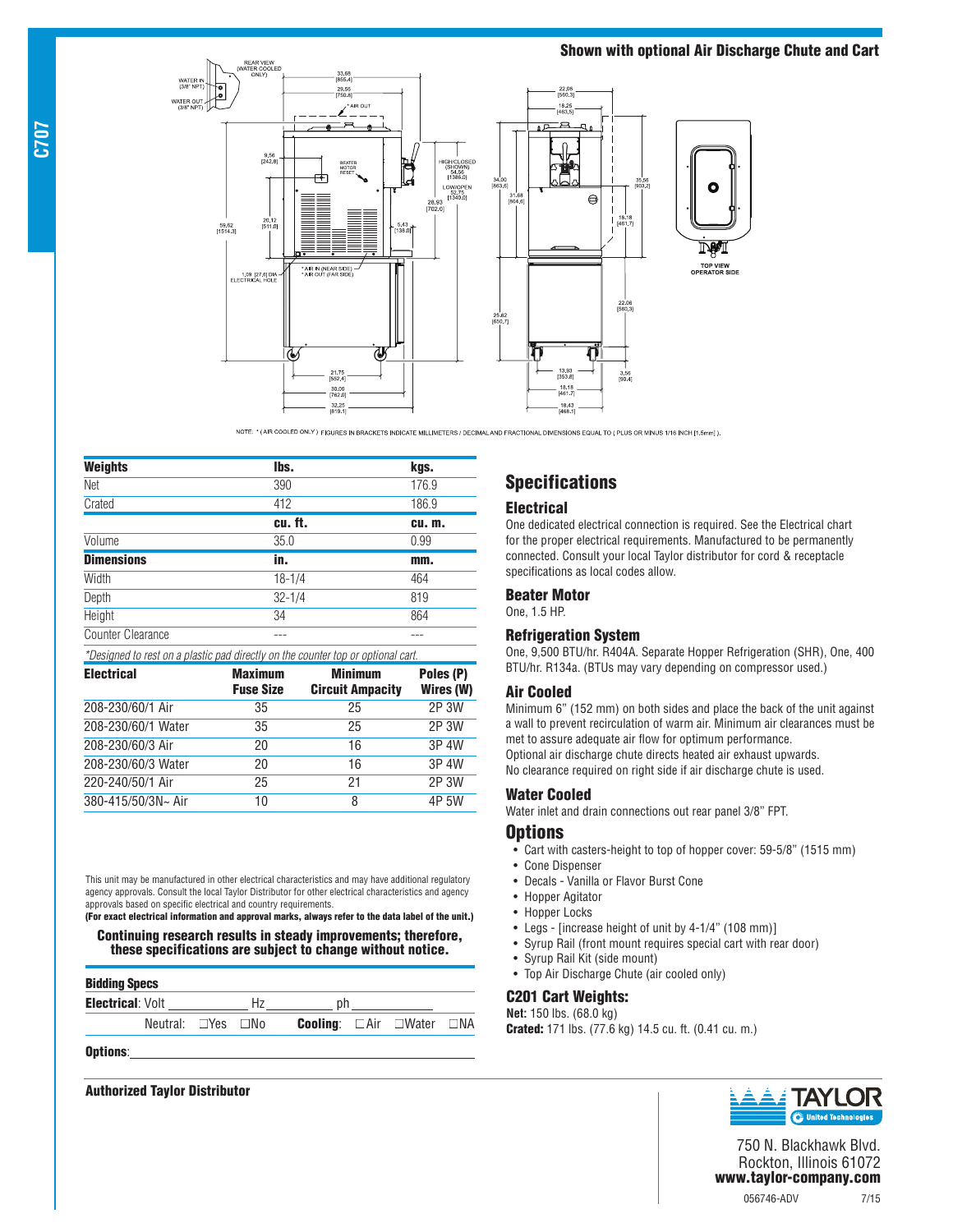**Shown with optional Air Discharge Chute and Cart**

REAR VIEW (WATER COOLED ONLY)
WATER IN (3/8" NPT)
WATER OUT (3/8" NPT)
33.68 [855.4]
29.56 [750.8]
* AIR OUT
9.56 [242.8]
BEATER MOTOR RESET
HIGH/CLOSED (SHOWN) 54.56 [1386.0]
LOW/OPEN 52.75 [1340.0]
28.93 [702.0]
59.62 [1514.3]
20.12 [511.0]
5.43 [138.0]
1.09 [27.8] DIA. ELECTRICAL HOLE
* AIR IN (NEAR SIDE)
* AIR OUT (FAR SIDE)
21.75 [552.4]
30.00 [762.0]
32.25 [819.1]
22.08 [560.3]
18.25 [463.5]
34.00 [863.6]
31.68 [804.6]
35.56 [903.2]
18.18 [461.7]
22.06 [560.3]
25.62 [650.7]
13.93 [353.8]
18.18 [461.7]
18.43 [468.1]
3.56 [90.4]
TOP VIEW OPERATOR SIDE

NOTE: * (AIR COOLED ONLY) FIGURES IN BRACKETS INDICATE MILLIMETERS / DECIMAL AND FRACTIONAL DIMENSIONS EQUAL TO ( PLUS OR MINUS 1/16 INCH [1.5mm] ).

| **Weights** | **lbs.** | **kgs.** |
|---|---|---|
| Net | 390 | 176.9 |
| Crated | 412 | 186.9 |
| | **cu. ft.** | **cu. m.** |
| Volume | 35.0 | 0.99 |
| **Dimensions** | **in.** | **mm.** |
| Width | 18-1/4 | 464 |
| Depth | 32-1/4 | 819 |
| Height | 34 | 864 |
| Counter Clearance | --- | --- |

*Designed to rest on a plastic pad directly on the counter top or optional cart.*

| **Electrical** | **Maximum Fuse Size** | **Minimum Circuit Ampacity** | **Poles (P) Wires (W)** |
|---|---|---|---|
| 208-230/60/1 Air | 35 | 25 | 2P 3W |
| 208-230/60/1 Water | 35 | 25 | 2P 3W |
| 208-230/60/3 Air | 20 | 16 | 3P 4W |
| 208-230/60/3 Water | 20 | 16 | 3P 4W |
| 220-240/50/1 Air | 25 | 21 | 2P 3W |
| 380-415/50/3N~ Air | 10 | 8 | 4P 5W |

This unit may be manufactured in other electrical characteristics and may have additional regulatory agency approvals. Consult the local Taylor Distributor for other electrical characteristics and agency approvals based on specific electrical and country requirements.
**(For exact electrical information and approval marks, always refer to the data label of the unit.)**

**Continuing research results in steady improvements; therefore, these specifications are subject to change without notice.**

**Bidding Specs**

**Electrical**: Volt ________ Hz ________ ph ________

Neutral: ☐Yes ☐No **Cooling**: ☐Air ☐Water ☐NA

**Options**: ____________________

**Authorized Taylor Distributor**

## Specifications

### Electrical

One dedicated electrical connection is required. See the Electrical chart for the proper electrical requirements. Manufactured to be permanently connected. Consult your local Taylor distributor for cord & receptacle specifications as local codes allow.

### Beater Motor

One, 1.5 HP.

### Refrigeration System

One, 9,500 BTU/hr. R404A. Separate Hopper Refrigeration (SHR), One, 400 BTU/hr. R134a. (BTUs may vary depending on compressor used.)

### Air Cooled

Minimum 6" (152 mm) on both sides and place the back of the unit against a wall to prevent recirculation of warm air. Minimum air clearances must be met to assure adequate air flow for optimum performance.
Optional air discharge chute directs heated air exhaust upwards.
No clearance required on right side if air discharge chute is used.

### Water Cooled

Water inlet and drain connections out rear panel 3/8" FPT.

## Options

- Cart with casters-height to top of hopper cover: 59-5/8" (1515 mm)
- Cone Dispenser
- Decals - Vanilla or Flavor Burst Cone
- Hopper Agitator
- Hopper Locks
- Legs - [increase height of unit by 4-1/4" (108 mm)]
- Syrup Rail (front mount requires special cart with rear door)
- Syrup Rail Kit (side mount)
- Top Air Discharge Chute (air cooled only)

### C201 Cart Weights:

**Net:** 150 lbs. (68.0 kg)
**Crated:** 171 lbs. (77.6 kg) 14.5 cu. ft. (0.41 cu. m.)

TAYLOR
United Technologies

750 N. Blackhawk Blvd.
Rockton, Illinois 61072
**www.taylor-company.com**

056746-ADV 7/15